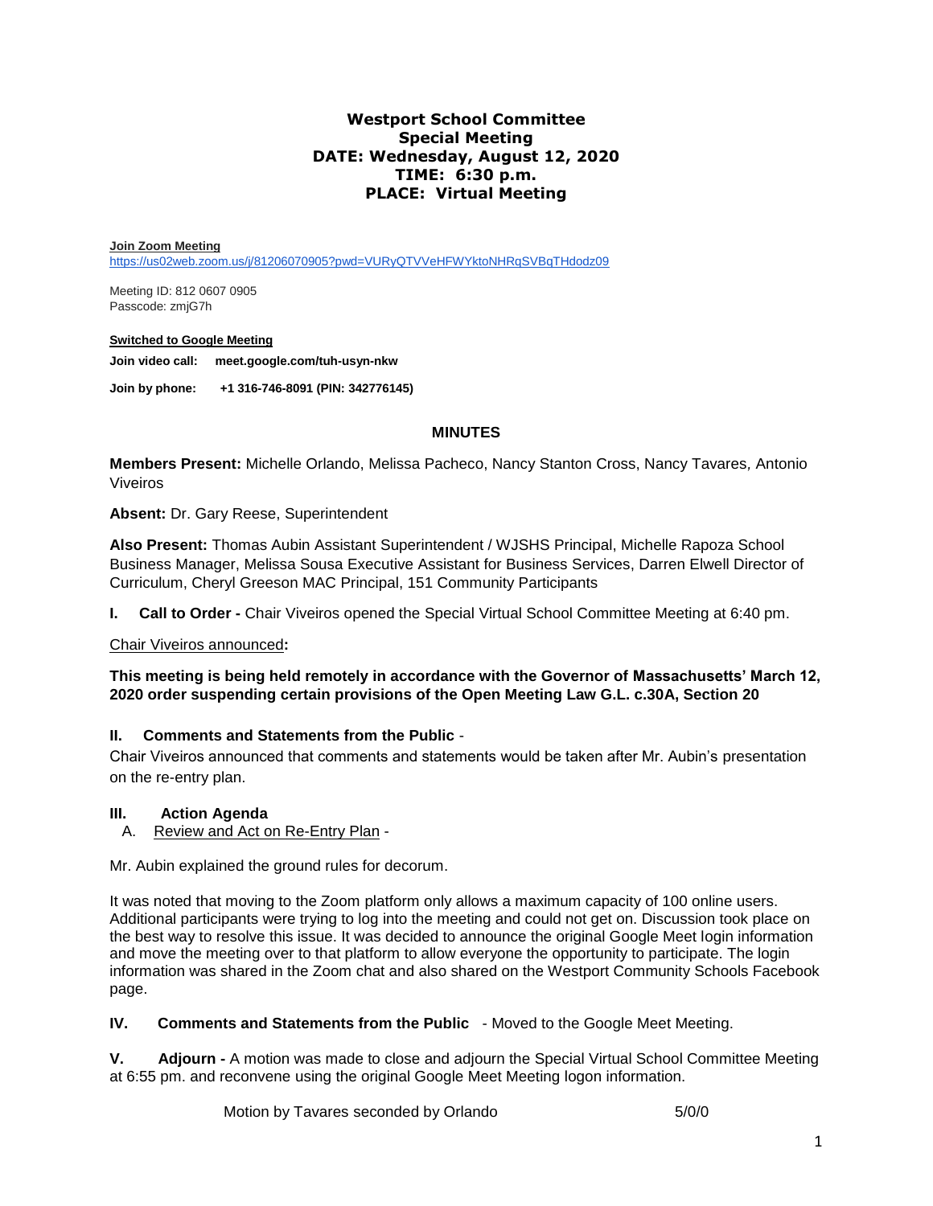# Westport School Committee
## Special Meeting
## DATE: Wednesday, August 12, 2020
## TIME: 6:30 p.m.
## PLACE: Virtual Meeting

**Join Zoom Meeting**
https://us02web.zoom.us/j/81206070905?pwd=VURyQTVVeHFWYktoNHRqSVBqTHdodz09

Meeting ID: 812 0607 0905
Passcode: zmjG7h

**Switched to Google Meeting**

**Join video call:** **meet.google.com/tuh-usyn-nkw**

**Join by phone:** **+1 316-746-8091 (PIN: 342776145)**

**MINUTES**

**Members Present:** Michelle Orlando, Melissa Pacheco, Nancy Stanton Cross, Nancy Tavares, Antonio Viveiros

**Absent:** Dr. Gary Reese, Superintendent

**Also Present:** Thomas Aubin Assistant Superintendent / WJSHS Principal, Michelle Rapoza School Business Manager, Melissa Sousa Executive Assistant for Business Services, Darren Elwell Director of Curriculum, Cheryl Greeson MAC Principal, 151 Community Participants

**I. Call to Order -** Chair Viveiros opened the Special Virtual School Committee Meeting at 6:40 pm.

Chair Viveiros announced**:**

**This meeting is being held remotely in accordance with the Governor of Massachusetts' March 12, 2020 order suspending certain provisions of the Open Meeting Law G.L. c.30A, Section 20**

**II. Comments and Statements from the Public** -

Chair Viveiros announced that comments and statements would be taken after Mr. Aubin's presentation on the re-entry plan.

**III. Action Agenda**

A. Review and Act on Re-Entry Plan -

Mr. Aubin explained the ground rules for decorum.

It was noted that moving to the Zoom platform only allows a maximum capacity of 100 online users. Additional participants were trying to log into the meeting and could not get on. Discussion took place on the best way to resolve this issue. It was decided to announce the original Google Meet login information and move the meeting over to that platform to allow everyone the opportunity to participate. The login information was shared in the Zoom chat and also shared on the Westport Community Schools Facebook page.

**IV. Comments and Statements from the Public** - Moved to the Google Meet Meeting.

**V. Adjourn -** A motion was made to close and adjourn the Special Virtual School Committee Meeting at 6:55 pm. and reconvene using the original Google Meet Meeting logon information.

Motion by Tavares seconded by Orlando 5/0/0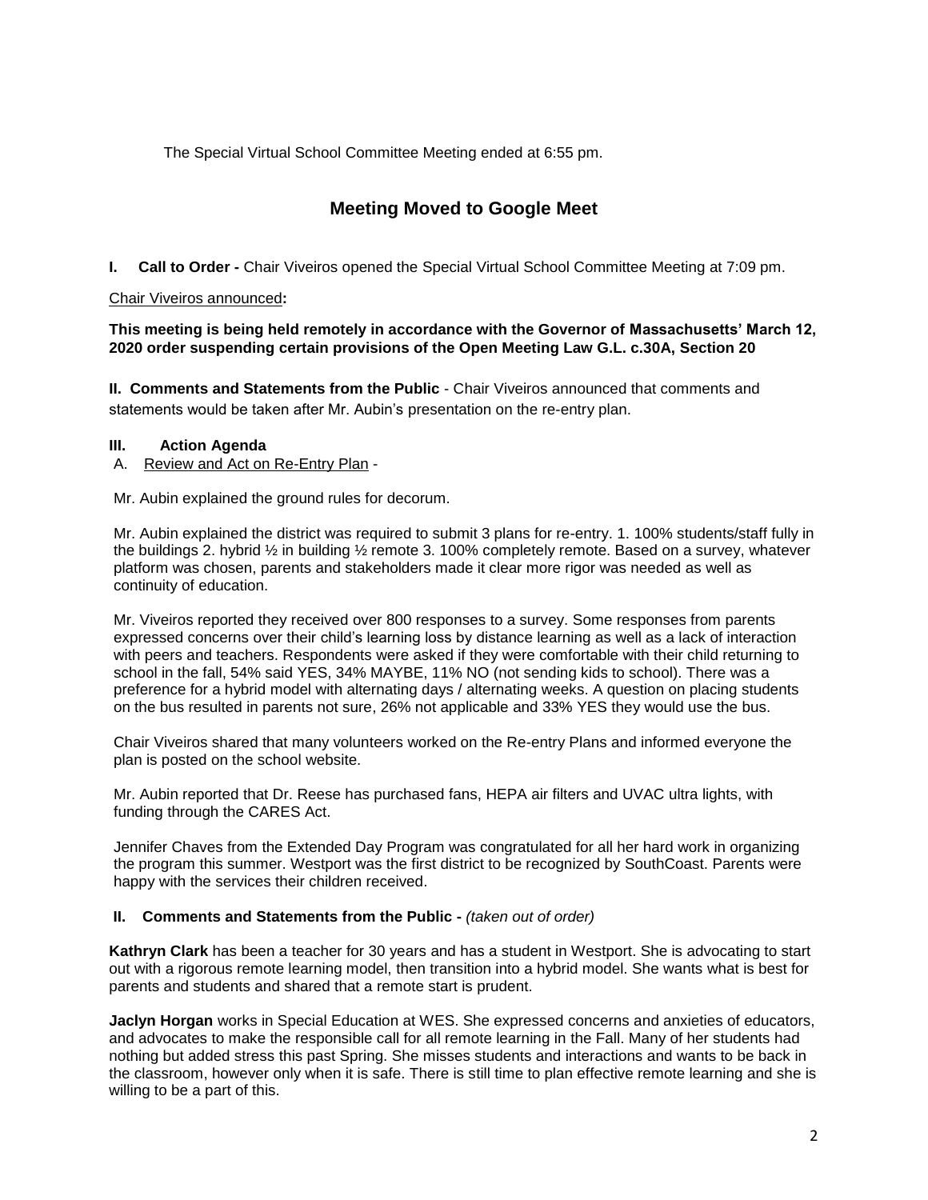The Special Virtual School Committee Meeting ended at 6:55 pm.

## Meeting Moved to Google Meet

**I. Call to Order -** Chair Viveiros opened the Special Virtual School Committee Meeting at 7:09 pm.

Chair Viveiros announced**:**

**This meeting is being held remotely in accordance with the Governor of Massachusetts' March 12, 2020 order suspending certain provisions of the Open Meeting Law G.L. c.30A, Section 20**

**II. Comments and Statements from the Public** - Chair Viveiros announced that comments and statements would be taken after Mr. Aubin's presentation on the re-entry plan.

**III. Action Agenda**

A. Review and Act on Re-Entry Plan -

Mr. Aubin explained the ground rules for decorum.

Mr. Aubin explained the district was required to submit 3 plans for re-entry. 1. 100% students/staff fully in the buildings 2. hybrid ½ in building ½ remote 3. 100% completely remote. Based on a survey, whatever platform was chosen, parents and stakeholders made it clear more rigor was needed as well as continuity of education.

Mr. Viveiros reported they received over 800 responses to a survey. Some responses from parents expressed concerns over their child's learning loss by distance learning as well as a lack of interaction with peers and teachers. Respondents were asked if they were comfortable with their child returning to school in the fall, 54% said YES, 34% MAYBE, 11% NO (not sending kids to school). There was a preference for a hybrid model with alternating days / alternating weeks. A question on placing students on the bus resulted in parents not sure, 26% not applicable and 33% YES they would use the bus.

Chair Viveiros shared that many volunteers worked on the Re-entry Plans and informed everyone the plan is posted on the school website.

Mr. Aubin reported that Dr. Reese has purchased fans, HEPA air filters and UVAC ultra lights, with funding through the CARES Act.

Jennifer Chaves from the Extended Day Program was congratulated for all her hard work in organizing the program this summer. Westport was the first district to be recognized by SouthCoast. Parents were happy with the services their children received.

**II. Comments and Statements from the Public -** *(taken out of order)*

**Kathryn Clark** has been a teacher for 30 years and has a student in Westport. She is advocating to start out with a rigorous remote learning model, then transition into a hybrid model. She wants what is best for parents and students and shared that a remote start is prudent.

**Jaclyn Horgan** works in Special Education at WES. She expressed concerns and anxieties of educators, and advocates to make the responsible call for all remote learning in the Fall. Many of her students had nothing but added stress this past Spring. She misses students and interactions and wants to be back in the classroom, however only when it is safe. There is still time to plan effective remote learning and she is willing to be a part of this.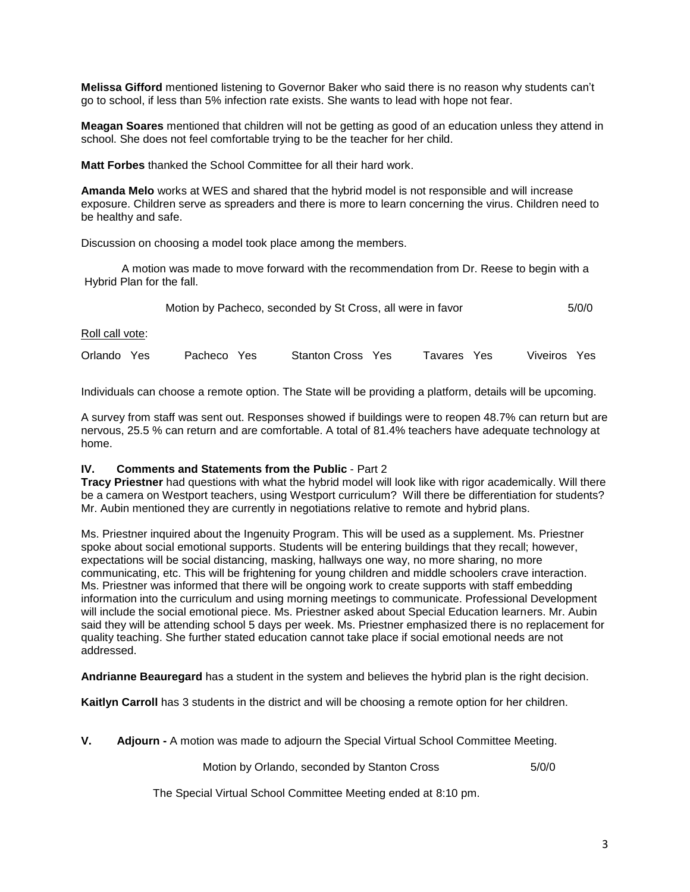**Melissa Gifford** mentioned listening to Governor Baker who said there is no reason why students can't go to school, if less than 5% infection rate exists. She wants to lead with hope not fear.

**Meagan Soares** mentioned that children will not be getting as good of an education unless they attend in school. She does not feel comfortable trying to be the teacher for her child.

**Matt Forbes** thanked the School Committee for all their hard work.

**Amanda Melo** works at WES and shared that the hybrid model is not responsible and will increase exposure. Children serve as spreaders and there is more to learn concerning the virus. Children need to be healthy and safe.

Discussion on choosing a model took place among the members.

A motion was made to move forward with the recommendation from Dr. Reese to begin with a Hybrid Plan for the fall.

Motion by Pacheco, seconded by St Cross, all were in favor 5/0/0

Roll call vote:

Orlando Yes Pacheco Yes Stanton Cross Yes Tavares Yes Viveiros Yes

Individuals can choose a remote option. The State will be providing a platform, details will be upcoming.

A survey from staff was sent out. Responses showed if buildings were to reopen 48.7% can return but are nervous, 25.5 % can return and are comfortable. A total of 81.4% teachers have adequate technology at home.

## IV. Comments and Statements from the Public - Part 2

**Tracy Priestner** had questions with what the hybrid model will look like with rigor academically. Will there be a camera on Westport teachers, using Westport curriculum? Will there be differentiation for students? Mr. Aubin mentioned they are currently in negotiations relative to remote and hybrid plans.

Ms. Priestner inquired about the Ingenuity Program. This will be used as a supplement. Ms. Priestner spoke about social emotional supports. Students will be entering buildings that they recall; however, expectations will be social distancing, masking, hallways one way, no more sharing, no more communicating, etc. This will be frightening for young children and middle schoolers crave interaction. Ms. Priestner was informed that there will be ongoing work to create supports with staff embedding information into the curriculum and using morning meetings to communicate. Professional Development will include the social emotional piece. Ms. Priestner asked about Special Education learners. Mr. Aubin said they will be attending school 5 days per week. Ms. Priestner emphasized there is no replacement for quality teaching. She further stated education cannot take place if social emotional needs are not addressed.

**Andrianne Beauregard** has a student in the system and believes the hybrid plan is the right decision.

**Kaitlyn Carroll** has 3 students in the district and will be choosing a remote option for her children.

## V. Adjourn - A motion was made to adjourn the Special Virtual School Committee Meeting.

Motion by Orlando, seconded by Stanton Cross 5/0/0

The Special Virtual School Committee Meeting ended at 8:10 pm.